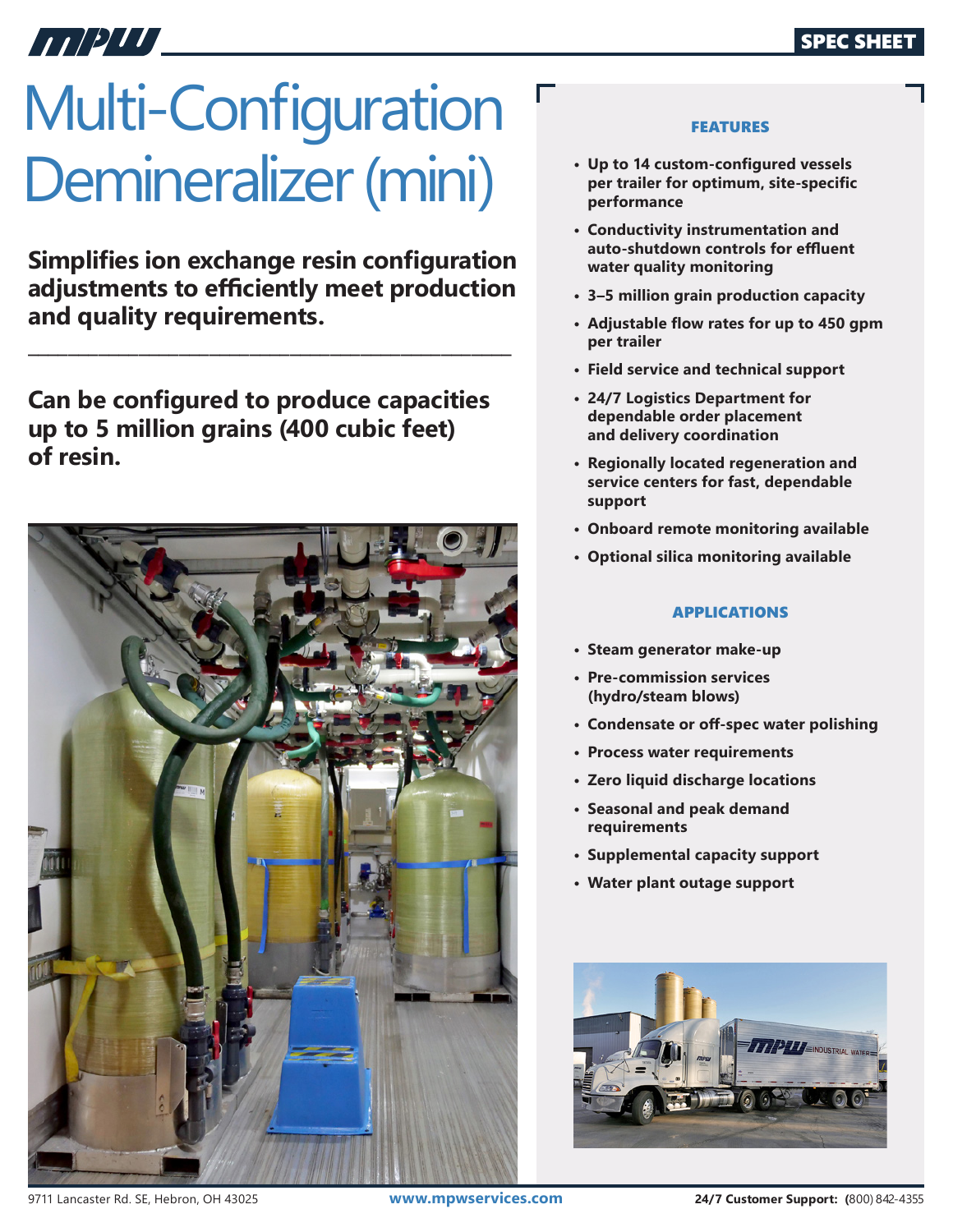# Multi-Configuration Demineralizer (mini)

**Simplifies ion exchange resin configuration adjustments to efficiently meet production and quality requirements.**

**Can be configured to produce capacities up to 5 million grains (400 cubic feet) of resin.**

## FEATURES

- Up to 14 custom-configured vessels per trailer for optimum, site-specific performance
- Conductivity instrumentation and auto-shutdown controls for effluent water quality monitoring
- 3–5 million grain production capacity
- Adjustable flow rates for up to 450 gpm per trailer
- Field service and technical support
- 24/7 Logistics Department for dependable order placement and delivery coordination
- Regionally located regeneration and service centers for fast, dependable support
- Onboard remote monitoring available
- Optional silica monitoring available

## APPLICATIONS

- Steam generator make-up
- Pre-commission services (hydro/steam blows)
- Condensate or off-spec water polishing
- Process water requirements
- Zero liquid discharge locations
- Seasonal and peak demand requirements
- Supplemental capacity support
- Water plant outage support

9711 Lancaster Rd. SE, Hebron, OH 43025 | www.mpwservices.com | 24/7 Customer Support: (800) 842-4355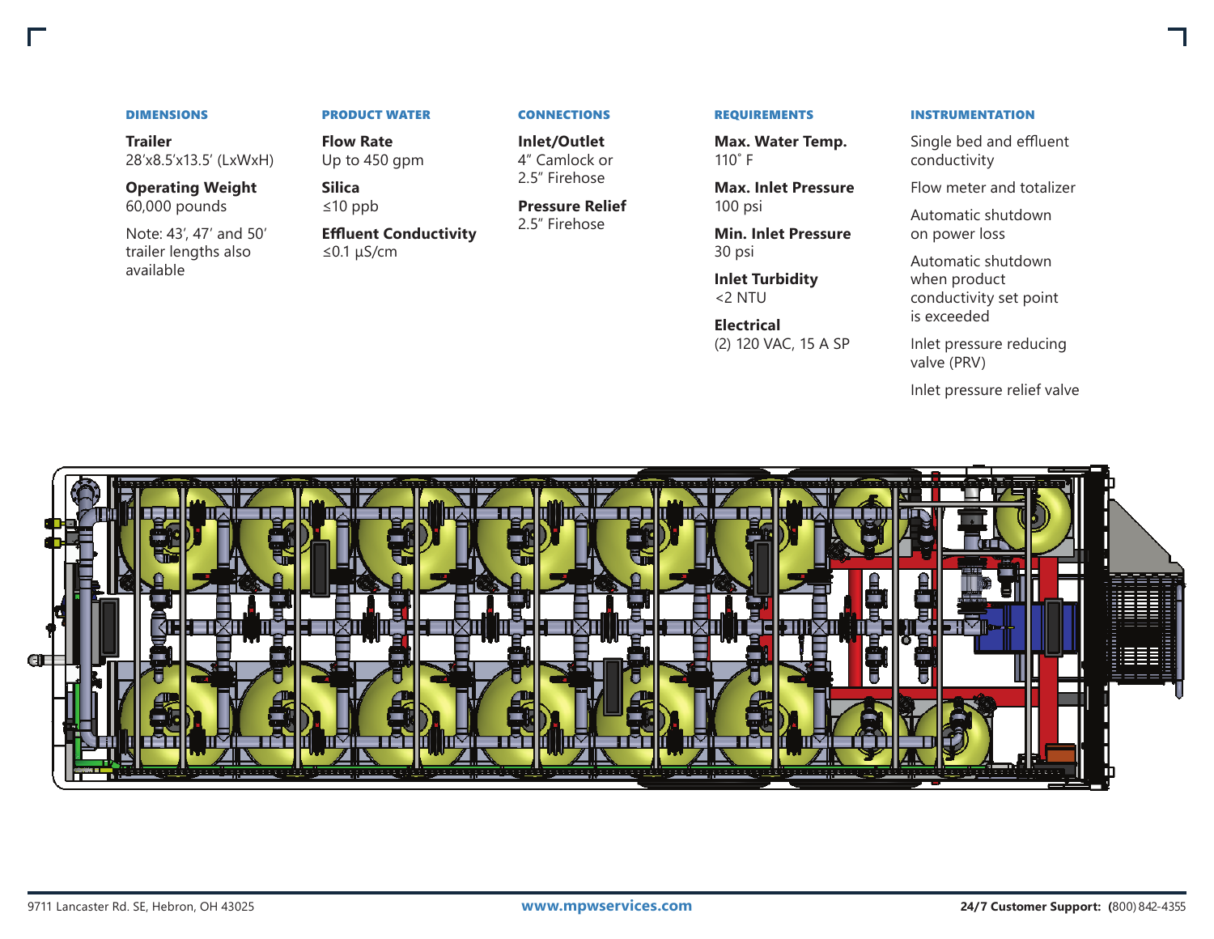### DIMENSIONS

**Trailer**
28′x8.5′x13.5′ (LxWxH)

**Operating Weight**
60,000 pounds

Note: 43′, 47′ and 50′ trailer lengths also available

### PRODUCT WATER

**Flow Rate**
Up to 450 gpm

**Silica**
≤10 ppb

**Effluent Conductivity**
≤0.1 µS/cm

### CONNECTIONS

**Inlet/Outlet**
4″ Camlock or 2.5″ Firehose

**Pressure Relief**
2.5″ Firehose

### REQUIREMENTS

**Max. Water Temp.**
110˚ F

**Max. Inlet Pressure**
100 psi

**Min. Inlet Pressure**
30 psi

**Inlet Turbidity**
<2 NTU

**Electrical**
(2) 120 VAC, 15 A SP

### INSTRUMENTATION

Single bed and effluent conductivity

Flow meter and totalizer

Automatic shutdown on power loss

Automatic shutdown when product conductivity set point is exceeded

Inlet pressure reducing valve (PRV)

Inlet pressure relief valve

9711 Lancaster Rd. SE, Hebron, OH 43025

**www.mpwservices.com**

**24/7 Customer Support:** (800) 842-4355